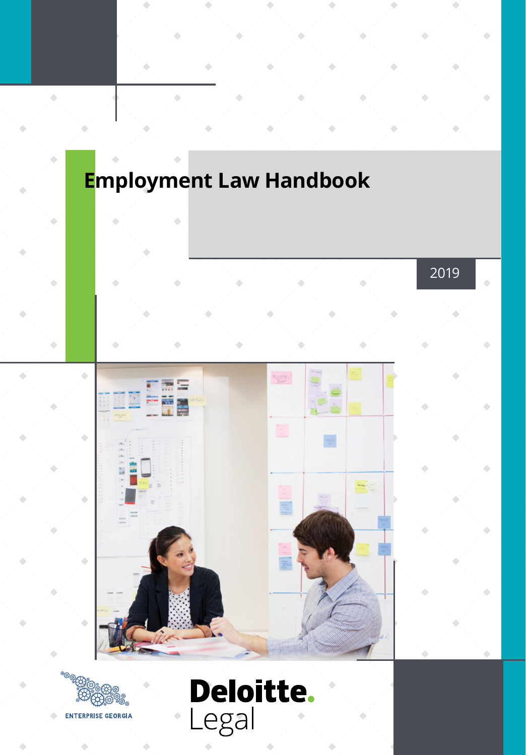# Employment Law Handbook

2019

ENTERPRISE GEORGIA

Deloitte.
Legal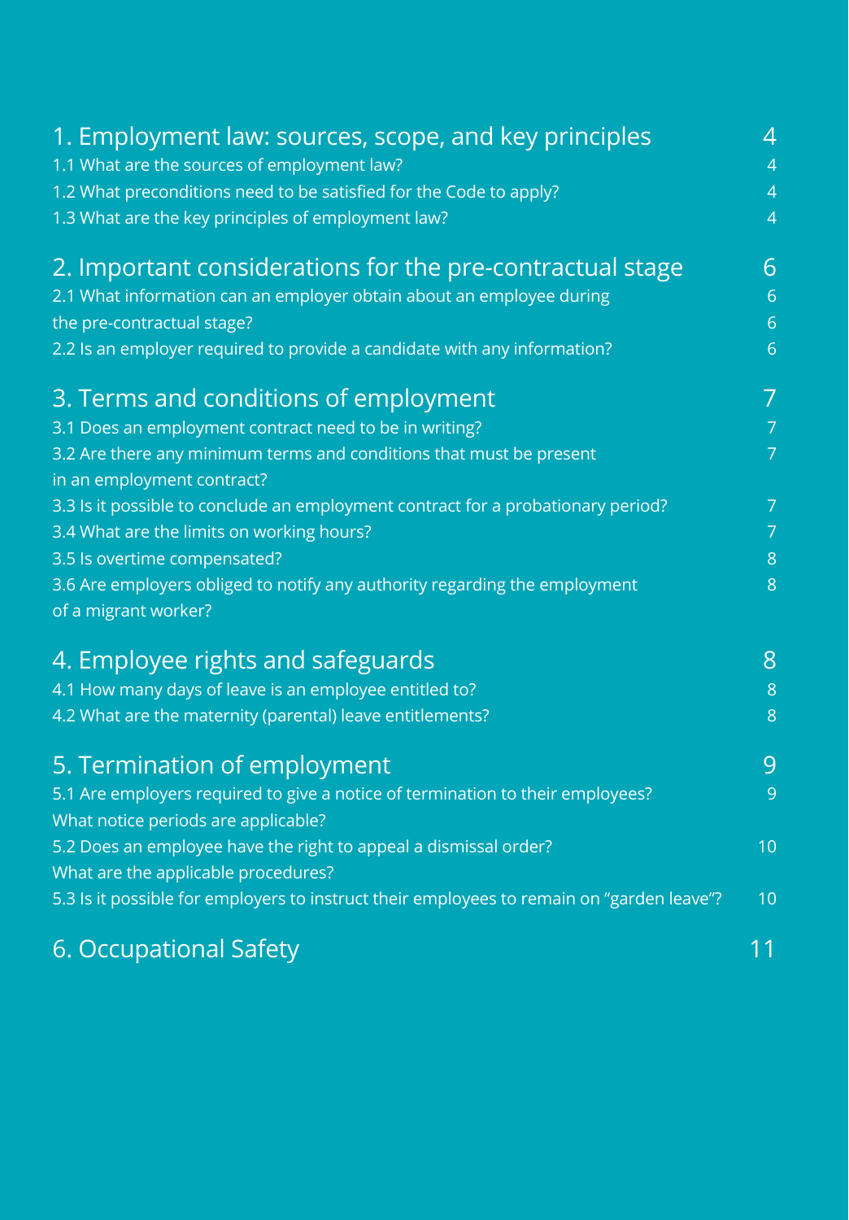1. Employment law: sources, scope, and key principles 4

1.1 What are the sources of employment law? 4

1.2 What preconditions need to be satisfied for the Code to apply? 4

1.3 What are the key principles of employment law? 4

2. Important considerations for the pre-contractual stage 6

2.1 What information can an employer obtain about an employee during the pre-contractual stage? 6

2.2 Is an employer required to provide a candidate with any information? 6

3. Terms and conditions of employment 7

3.1 Does an employment contract need to be in writing? 7

3.2 Are there any minimum terms and conditions that must be present in an employment contract? 7

3.3 Is it possible to conclude an employment contract for a probationary period? 7

3.4 What are the limits on working hours? 7

3.5 Is overtime compensated? 8

3.6 Are employers obliged to notify any authority regarding the employment of a migrant worker? 8

4. Employee rights and safeguards 8

4.1 How many days of leave is an employee entitled to? 8

4.2 What are the maternity (parental) leave entitlements? 8

5. Termination of employment 9

5.1 Are employers required to give a notice of termination to their employees? What notice periods are applicable? 9

5.2 Does an employee have the right to appeal a dismissal order? What are the applicable procedures? 10

5.3 Is it possible for employers to instruct their employees to remain on "garden leave"? 10

6. Occupational Safety 11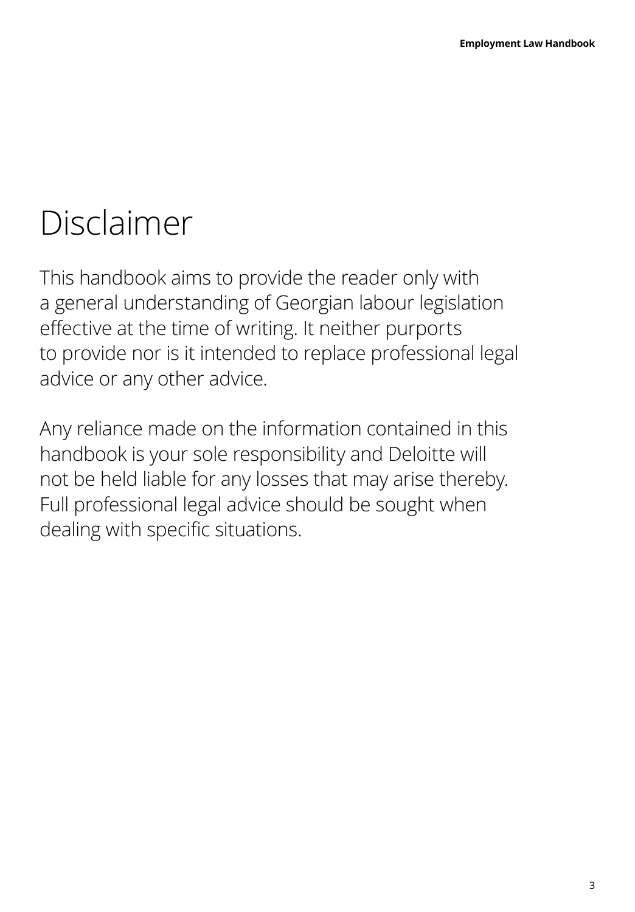# Disclaimer

This handbook aims to provide the reader only with a general understanding of Georgian labour legislation effective at the time of writing. It neither purports to provide nor is it intended to replace professional legal advice or any other advice.

Any reliance made on the information contained in this handbook is your sole responsibility and Deloitte will not be held liable for any losses that may arise thereby. Full professional legal advice should be sought when dealing with specific situations.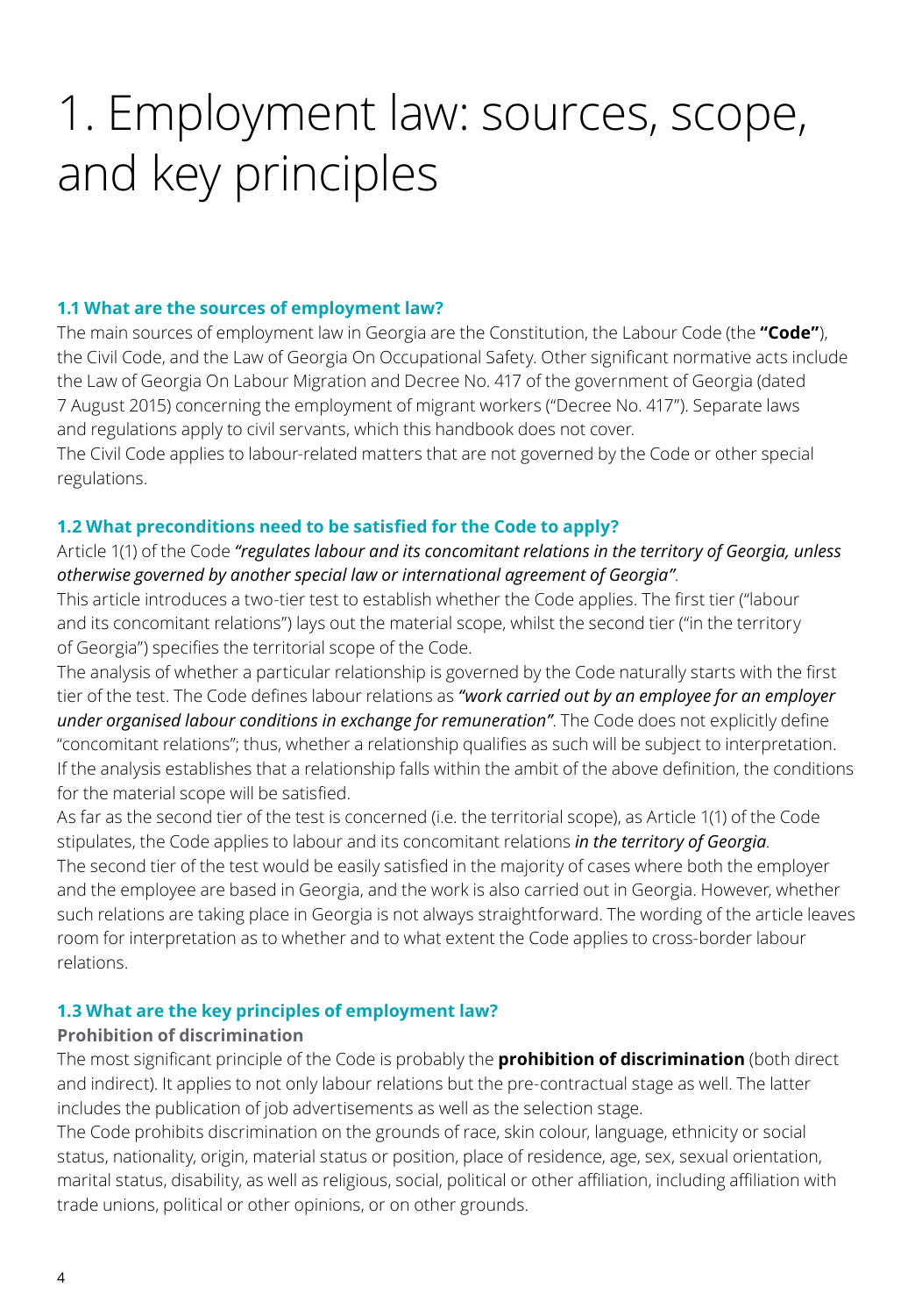# 1. Employment law: sources, scope, and key principles

### 1.1 What are the sources of employment law?

The main sources of employment law in Georgia are the Constitution, the Labour Code (the **"Code"**), the Civil Code, and the Law of Georgia On Occupational Safety. Other significant normative acts include the Law of Georgia On Labour Migration and Decree No. 417 of the government of Georgia (dated 7 August 2015) concerning the employment of migrant workers ("Decree No. 417"). Separate laws and regulations apply to civil servants, which this handbook does not cover.

The Civil Code applies to labour-related matters that are not governed by the Code or other special regulations.

### 1.2 What preconditions need to be satisfied for the Code to apply?

Article 1(1) of the Code ***"regulates labour and its concomitant relations in the territory of Georgia, unless otherwise governed by another special law or international agreement of Georgia"***.

This article introduces a two-tier test to establish whether the Code applies. The first tier ("labour and its concomitant relations") lays out the material scope, whilst the second tier ("in the territory of Georgia") specifies the territorial scope of the Code.

The analysis of whether a particular relationship is governed by the Code naturally starts with the first tier of the test. The Code defines labour relations as ***"work carried out by an employee for an employer under organised labour conditions in exchange for remuneration"***. The Code does not explicitly define "concomitant relations"; thus, whether a relationship qualifies as such will be subject to interpretation. If the analysis establishes that a relationship falls within the ambit of the above definition, the conditions for the material scope will be satisfied.

As far as the second tier of the test is concerned (i.e. the territorial scope), as Article 1(1) of the Code stipulates, the Code applies to labour and its concomitant relations ***in the territory of Georgia***.

The second tier of the test would be easily satisfied in the majority of cases where both the employer and the employee are based in Georgia, and the work is also carried out in Georgia. However, whether such relations are taking place in Georgia is not always straightforward. The wording of the article leaves room for interpretation as to whether and to what extent the Code applies to cross-border labour relations.

### 1.3 What are the key principles of employment law?

#### Prohibition of discrimination

The most significant principle of the Code is probably the **prohibition of discrimination** (both direct and indirect). It applies to not only labour relations but the pre-contractual stage as well. The latter includes the publication of job advertisements as well as the selection stage.

The Code prohibits discrimination on the grounds of race, skin colour, language, ethnicity or social status, nationality, origin, material status or position, place of residence, age, sex, sexual orientation, marital status, disability, as well as religious, social, political or other affiliation, including affiliation with trade unions, political or other opinions, or on other grounds.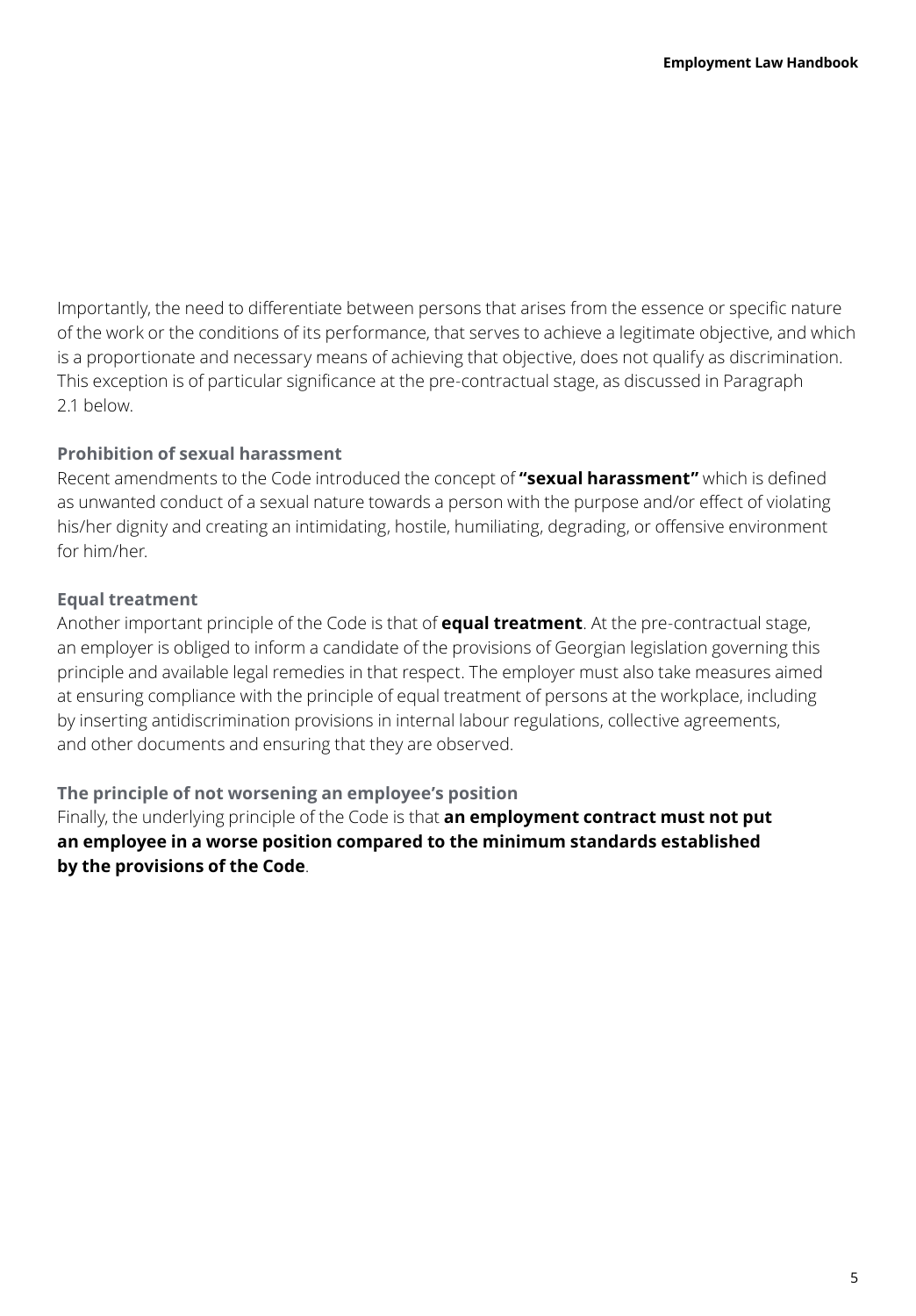Importantly, the need to differentiate between persons that arises from the essence or specific nature of the work or the conditions of its performance, that serves to achieve a legitimate objective, and which is a proportionate and necessary means of achieving that objective, does not qualify as discrimination. This exception is of particular significance at the pre-contractual stage, as discussed in Paragraph 2.1 below.

### Prohibition of sexual harassment

Recent amendments to the Code introduced the concept of **"sexual harassment"** which is defined as unwanted conduct of a sexual nature towards a person with the purpose and/or effect of violating his/her dignity and creating an intimidating, hostile, humiliating, degrading, or offensive environment for him/her.

### Equal treatment

Another important principle of the Code is that of **equal treatment**. At the pre-contractual stage, an employer is obliged to inform a candidate of the provisions of Georgian legislation governing this principle and available legal remedies in that respect. The employer must also take measures aimed at ensuring compliance with the principle of equal treatment of persons at the workplace, including by inserting antidiscrimination provisions in internal labour regulations, collective agreements, and other documents and ensuring that they are observed.

### The principle of not worsening an employee's position

Finally, the underlying principle of the Code is that **an employment contract must not put an employee in a worse position compared to the minimum standards established by the provisions of the Code**.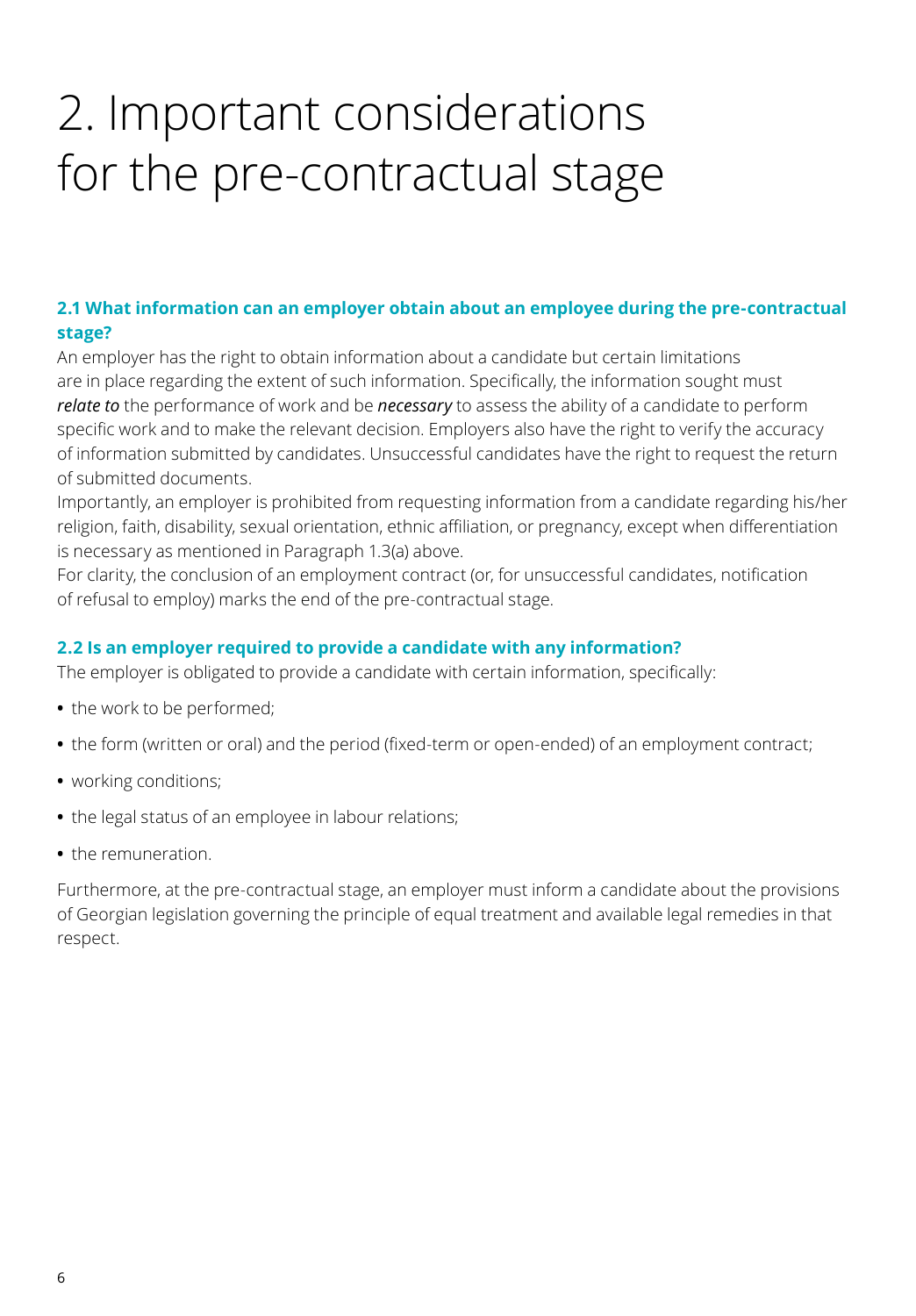# 2. Important considerations for the pre-contractual stage

### 2.1 What information can an employer obtain about an employee during the pre-contractual stage?

An employer has the right to obtain information about a candidate but certain limitations are in place regarding the extent of such information. Specifically, the information sought must ***relate to*** the performance of work and be ***necessary*** to assess the ability of a candidate to perform specific work and to make the relevant decision. Employers also have the right to verify the accuracy of information submitted by candidates. Unsuccessful candidates have the right to request the return of submitted documents.

Importantly, an employer is prohibited from requesting information from a candidate regarding his/her religion, faith, disability, sexual orientation, ethnic affiliation, or pregnancy, except when differentiation is necessary as mentioned in Paragraph 1.3(a) above.

For clarity, the conclusion of an employment contract (or, for unsuccessful candidates, notification of refusal to employ) marks the end of the pre-contractual stage.

### 2.2 Is an employer required to provide a candidate with any information?

The employer is obligated to provide a candidate with certain information, specifically:

- the work to be performed;
- the form (written or oral) and the period (fixed-term or open-ended) of an employment contract;
- working conditions;
- the legal status of an employee in labour relations;
- the remuneration.

Furthermore, at the pre-contractual stage, an employer must inform a candidate about the provisions of Georgian legislation governing the principle of equal treatment and available legal remedies in that respect.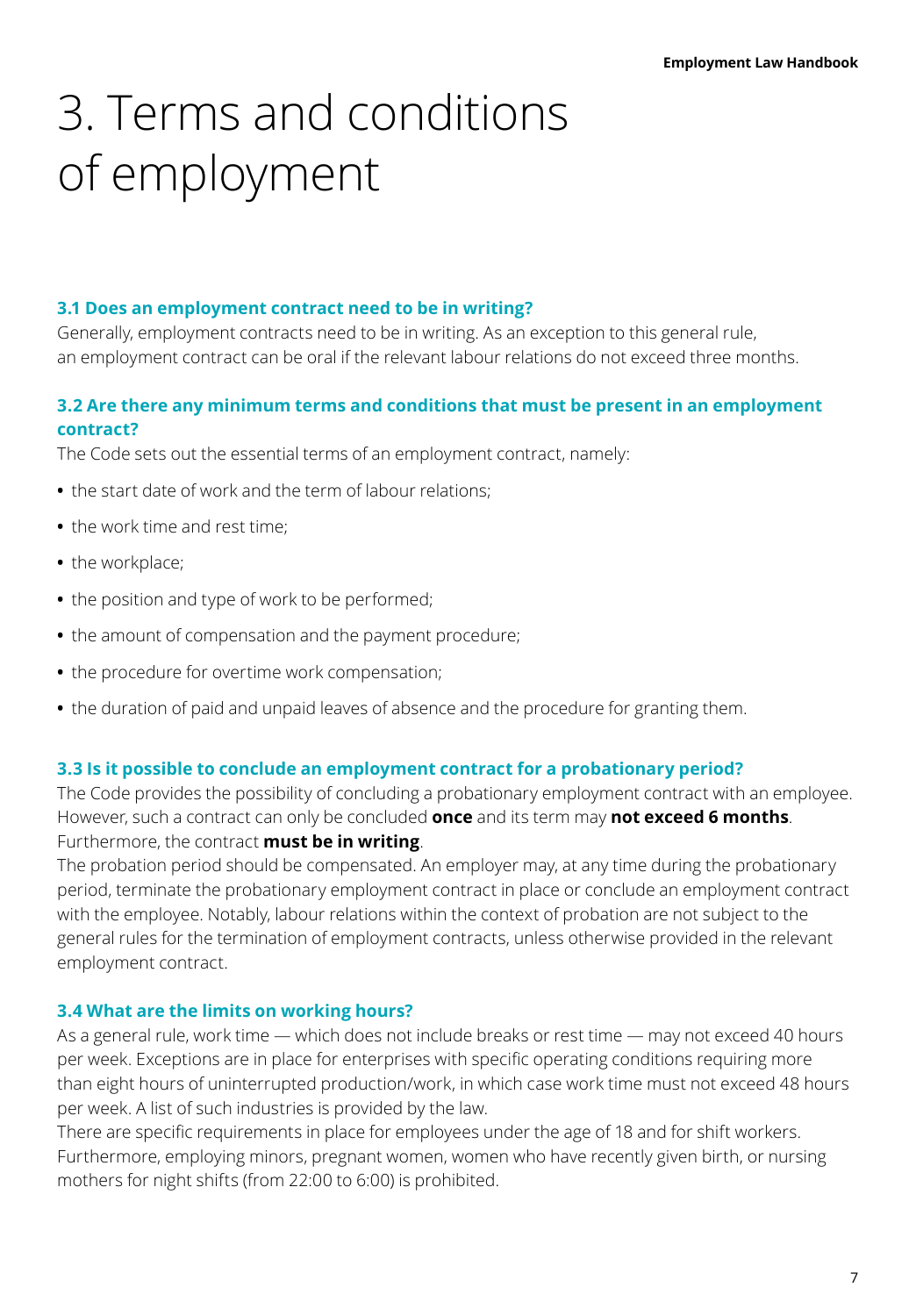# 3. Terms and conditions of employment

### 3.1 Does an employment contract need to be in writing?

Generally, employment contracts need to be in writing. As an exception to this general rule, an employment contract can be oral if the relevant labour relations do not exceed three months.

### 3.2 Are there any minimum terms and conditions that must be present in an employment contract?

The Code sets out the essential terms of an employment contract, namely:

- the start date of work and the term of labour relations;
- the work time and rest time;
- the workplace;
- the position and type of work to be performed;
- the amount of compensation and the payment procedure;
- the procedure for overtime work compensation;
- the duration of paid and unpaid leaves of absence and the procedure for granting them.

### 3.3 Is it possible to conclude an employment contract for a probationary period?

The Code provides the possibility of concluding a probationary employment contract with an employee. However, such a contract can only be concluded **once** and its term may **not exceed 6 months**. Furthermore, the contract **must be in writing**.

The probation period should be compensated. An employer may, at any time during the probationary period, terminate the probationary employment contract in place or conclude an employment contract with the employee. Notably, labour relations within the context of probation are not subject to the general rules for the termination of employment contracts, unless otherwise provided in the relevant employment contract.

### 3.4 What are the limits on working hours?

As a general rule, work time — which does not include breaks or rest time — may not exceed 40 hours per week. Exceptions are in place for enterprises with specific operating conditions requiring more than eight hours of uninterrupted production/work, in which case work time must not exceed 48 hours per week. A list of such industries is provided by the law.

There are specific requirements in place for employees under the age of 18 and for shift workers. Furthermore, employing minors, pregnant women, women who have recently given birth, or nursing mothers for night shifts (from 22:00 to 6:00) is prohibited.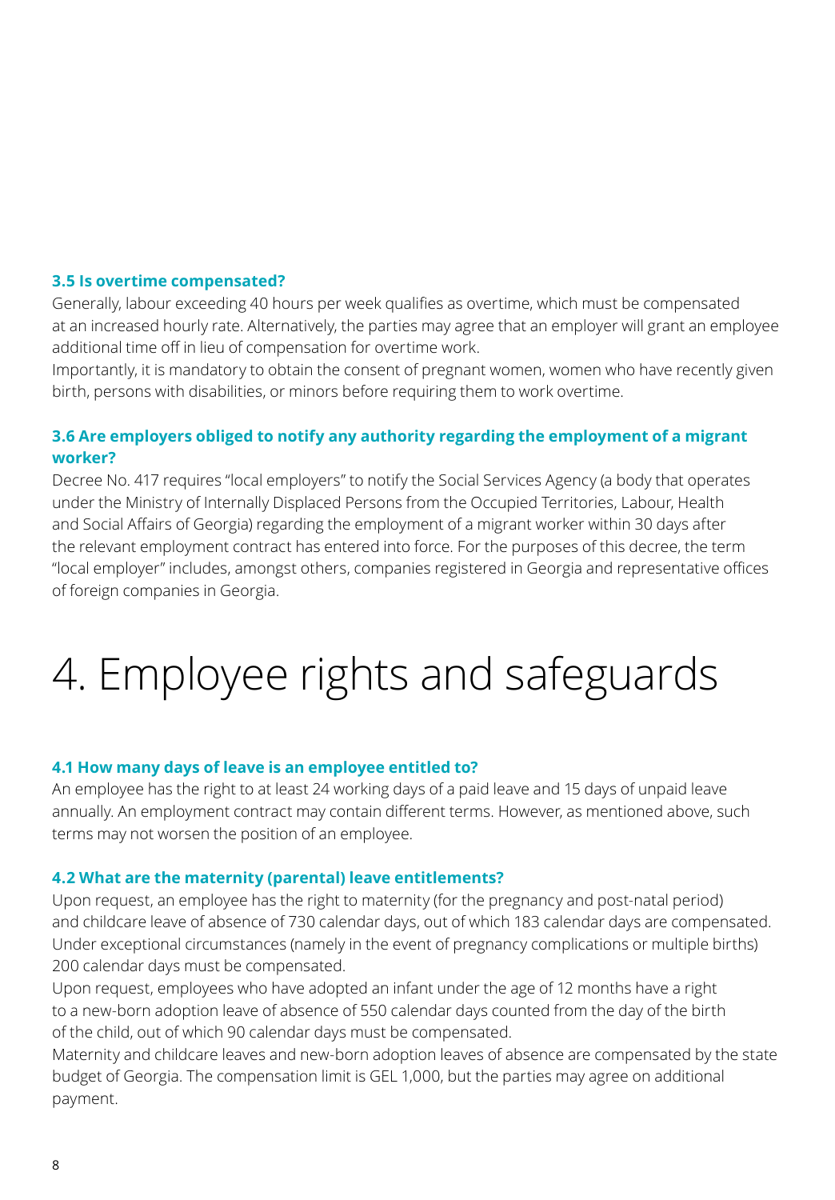### 3.5 Is overtime compensated?

Generally, labour exceeding 40 hours per week qualifies as overtime, which must be compensated at an increased hourly rate. Alternatively, the parties may agree that an employer will grant an employee additional time off in lieu of compensation for overtime work.

Importantly, it is mandatory to obtain the consent of pregnant women, women who have recently given birth, persons with disabilities, or minors before requiring them to work overtime.

### 3.6 Are employers obliged to notify any authority regarding the employment of a migrant worker?

Decree No. 417 requires "local employers" to notify the Social Services Agency (a body that operates under the Ministry of Internally Displaced Persons from the Occupied Territories, Labour, Health and Social Affairs of Georgia) regarding the employment of a migrant worker within 30 days after the relevant employment contract has entered into force. For the purposes of this decree, the term "local employer" includes, amongst others, companies registered in Georgia and representative offices of foreign companies in Georgia.

# 4. Employee rights and safeguards

### 4.1 How many days of leave is an employee entitled to?

An employee has the right to at least 24 working days of a paid leave and 15 days of unpaid leave annually. An employment contract may contain different terms. However, as mentioned above, such terms may not worsen the position of an employee.

### 4.2 What are the maternity (parental) leave entitlements?

Upon request, an employee has the right to maternity (for the pregnancy and post-natal period) and childcare leave of absence of 730 calendar days, out of which 183 calendar days are compensated. Under exceptional circumstances (namely in the event of pregnancy complications or multiple births) 200 calendar days must be compensated.

Upon request, employees who have adopted an infant under the age of 12 months have a right to a new-born adoption leave of absence of 550 calendar days counted from the day of the birth of the child, out of which 90 calendar days must be compensated.

Maternity and childcare leaves and new-born adoption leaves of absence are compensated by the state budget of Georgia. The compensation limit is GEL 1,000, but the parties may agree on additional payment.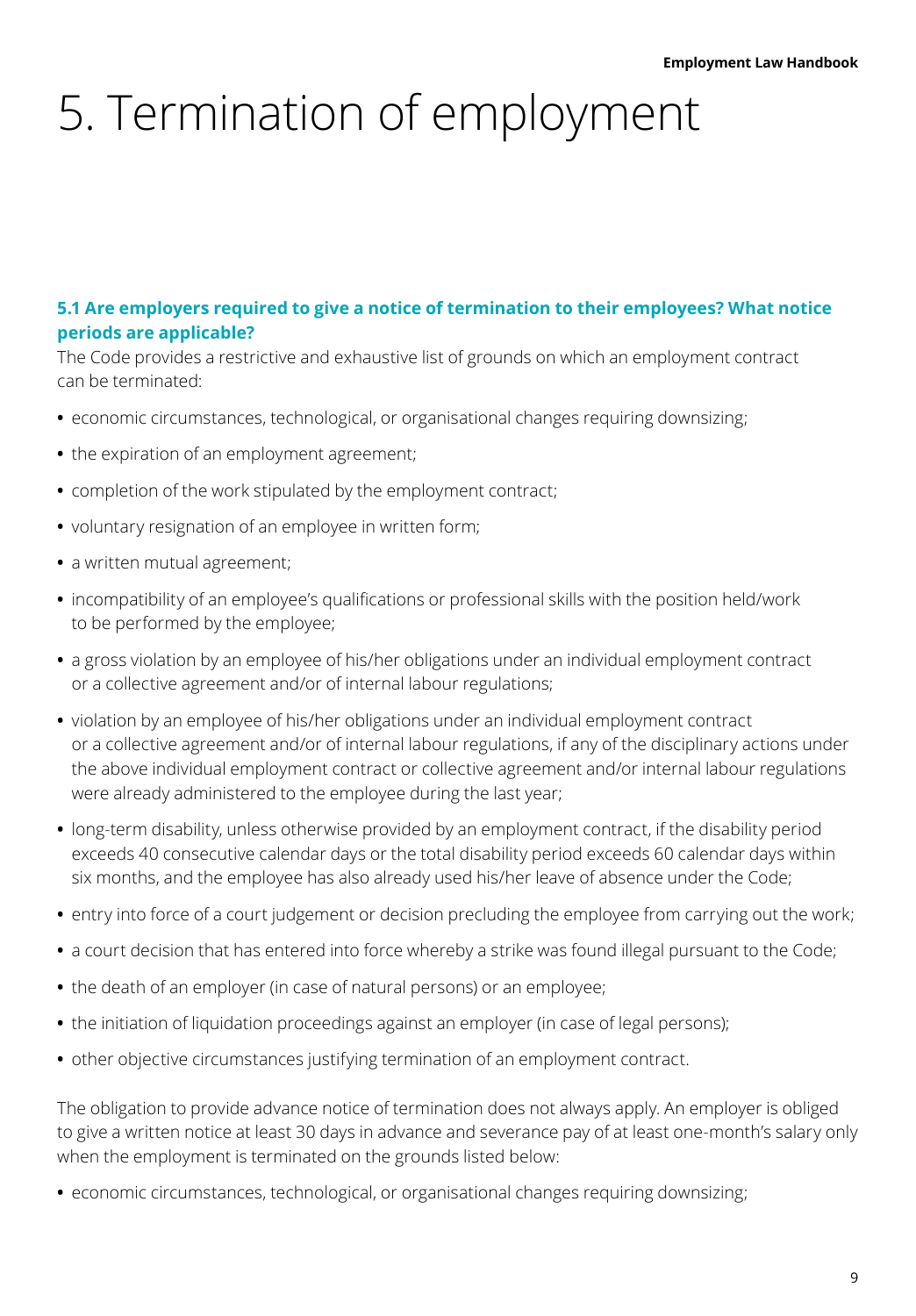# 5. Termination of employment

### 5.1 Are employers required to give a notice of termination to their employees? What notice periods are applicable?

The Code provides a restrictive and exhaustive list of grounds on which an employment contract can be terminated:

- economic circumstances, technological, or organisational changes requiring downsizing;
- the expiration of an employment agreement;
- completion of the work stipulated by the employment contract;
- voluntary resignation of an employee in written form;
- a written mutual agreement;
- incompatibility of an employee's qualifications or professional skills with the position held/work to be performed by the employee;
- a gross violation by an employee of his/her obligations under an individual employment contract or a collective agreement and/or of internal labour regulations;
- violation by an employee of his/her obligations under an individual employment contract or a collective agreement and/or of internal labour regulations, if any of the disciplinary actions under the above individual employment contract or collective agreement and/or internal labour regulations were already administered to the employee during the last year;
- long-term disability, unless otherwise provided by an employment contract, if the disability period exceeds 40 consecutive calendar days or the total disability period exceeds 60 calendar days within six months, and the employee has also already used his/her leave of absence under the Code;
- entry into force of a court judgement or decision precluding the employee from carrying out the work;
- a court decision that has entered into force whereby a strike was found illegal pursuant to the Code;
- the death of an employer (in case of natural persons) or an employee;
- the initiation of liquidation proceedings against an employer (in case of legal persons);
- other objective circumstances justifying termination of an employment contract.

The obligation to provide advance notice of termination does not always apply. An employer is obliged to give a written notice at least 30 days in advance and severance pay of at least one-month's salary only when the employment is terminated on the grounds listed below:

- economic circumstances, technological, or organisational changes requiring downsizing;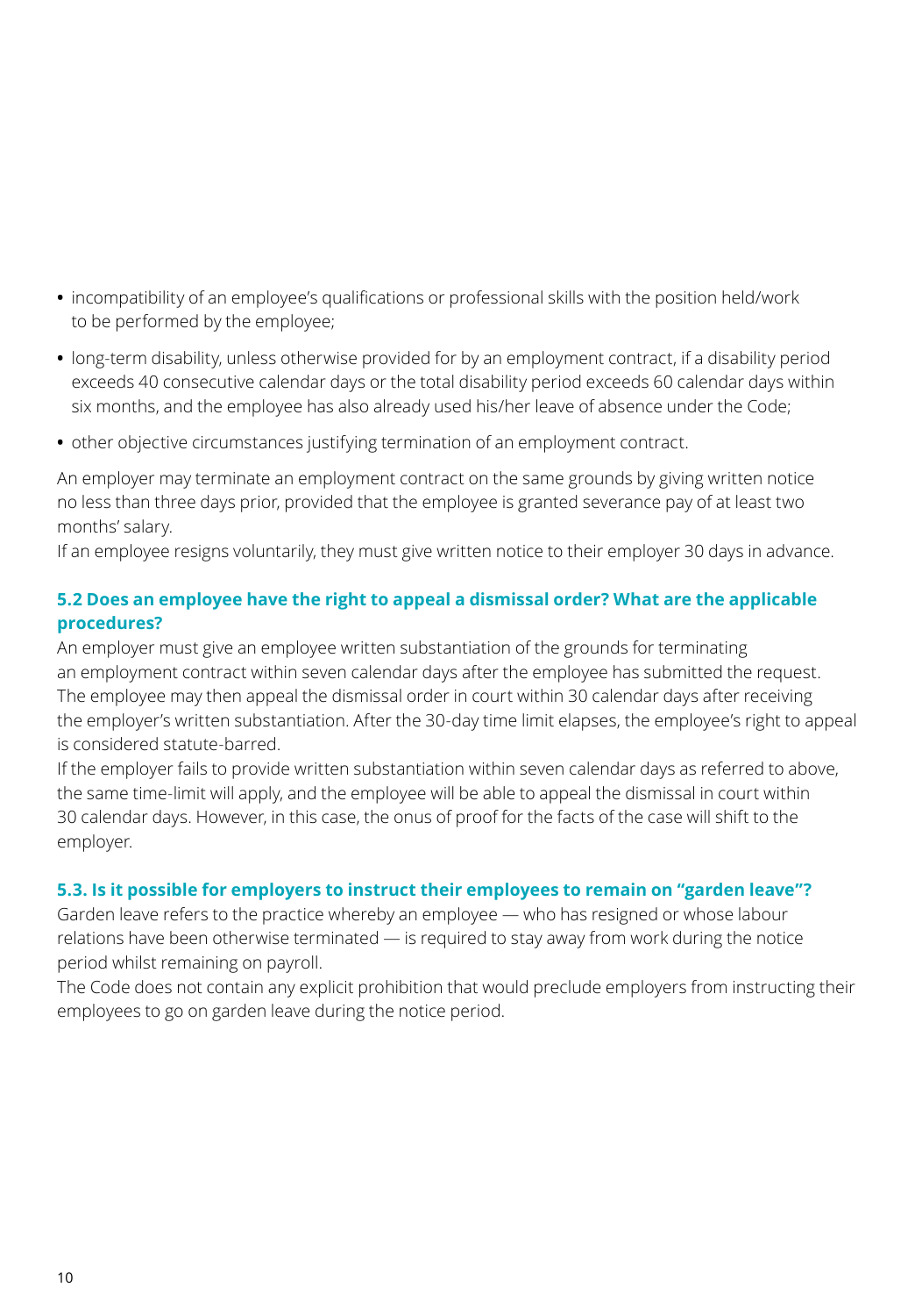- incompatibility of an employee's qualifications or professional skills with the position held/work to be performed by the employee;
- long-term disability, unless otherwise provided for by an employment contract, if a disability period exceeds 40 consecutive calendar days or the total disability period exceeds 60 calendar days within six months, and the employee has also already used his/her leave of absence under the Code;
- other objective circumstances justifying termination of an employment contract.

An employer may terminate an employment contract on the same grounds by giving written notice no less than three days prior, provided that the employee is granted severance pay of at least two months' salary.
If an employee resigns voluntarily, they must give written notice to their employer 30 days in advance.

### 5.2 Does an employee have the right to appeal a dismissal order? What are the applicable procedures?

An employer must give an employee written substantiation of the grounds for terminating an employment contract within seven calendar days after the employee has submitted the request. The employee may then appeal the dismissal order in court within 30 calendar days after receiving the employer's written substantiation. After the 30-day time limit elapses, the employee's right to appeal is considered statute-barred.
If the employer fails to provide written substantiation within seven calendar days as referred to above, the same time-limit will apply, and the employee will be able to appeal the dismissal in court within 30 calendar days. However, in this case, the onus of proof for the facts of the case will shift to the employer.

### 5.3. Is it possible for employers to instruct their employees to remain on "garden leave"?

Garden leave refers to the practice whereby an employee — who has resigned or whose labour relations have been otherwise terminated — is required to stay away from work during the notice period whilst remaining on payroll.
The Code does not contain any explicit prohibition that would preclude employers from instructing their employees to go on garden leave during the notice period.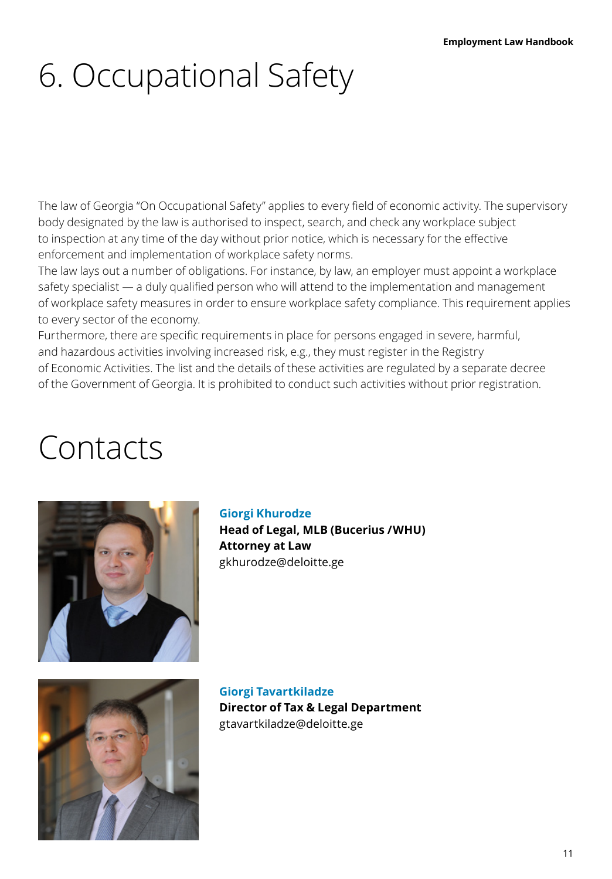# 6. Occupational Safety

The law of Georgia "On Occupational Safety" applies to every field of economic activity. The supervisory body designated by the law is authorised to inspect, search, and check any workplace subject to inspection at any time of the day without prior notice, which is necessary for the effective enforcement and implementation of workplace safety norms.

The law lays out a number of obligations. For instance, by law, an employer must appoint a workplace safety specialist — a duly qualified person who will attend to the implementation and management of workplace safety measures in order to ensure workplace safety compliance. This requirement applies to every sector of the economy.

Furthermore, there are specific requirements in place for persons engaged in severe, harmful, and hazardous activities involving increased risk, e.g., they must register in the Registry of Economic Activities. The list and the details of these activities are regulated by a separate decree of the Government of Georgia. It is prohibited to conduct such activities without prior registration.

# Contacts

**Giorgi Khurodze**
**Head of Legal, MLB (Bucerius /WHU)**
**Attorney at Law**
gkhurodze@deloitte.ge

**Giorgi Tavartkiladze**
**Director of Tax & Legal Department**
gtavartkiladze@deloitte.ge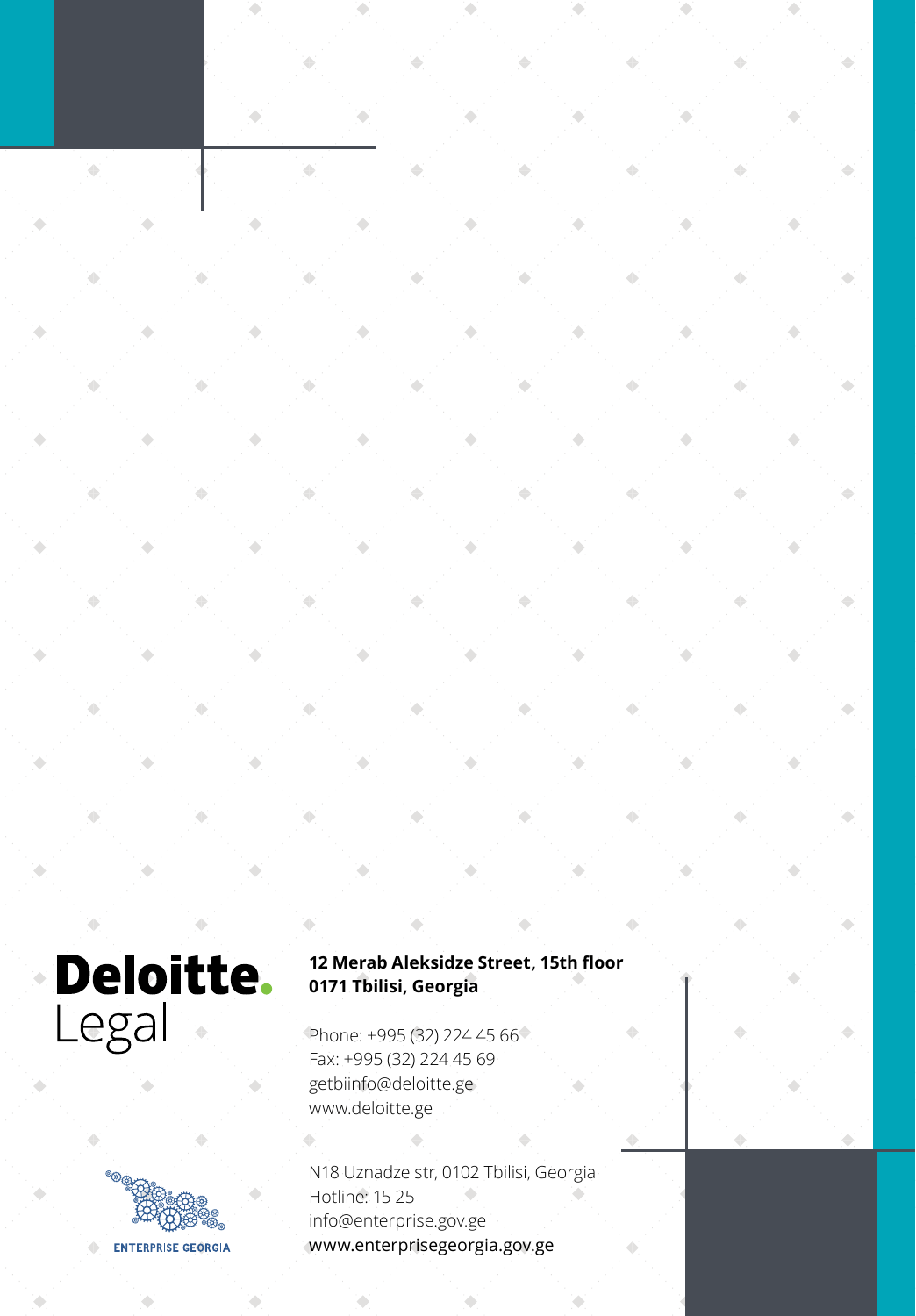Deloitte.
Legal

**12 Merab Aleksidze Street, 15th floor**
**0171 Tbilisi, Georgia**

Phone: +995 (32) 224 45 66
Fax: +995 (32) 224 45 69
getbiinfo@deloitte.ge
www.deloitte.ge

ENTERPRISE GEORGIA

N18 Uznadze str, 0102 Tbilisi, Georgia
Hotline: 15 25
info@enterprise.gov.ge
www.enterprisegeorgia.gov.ge